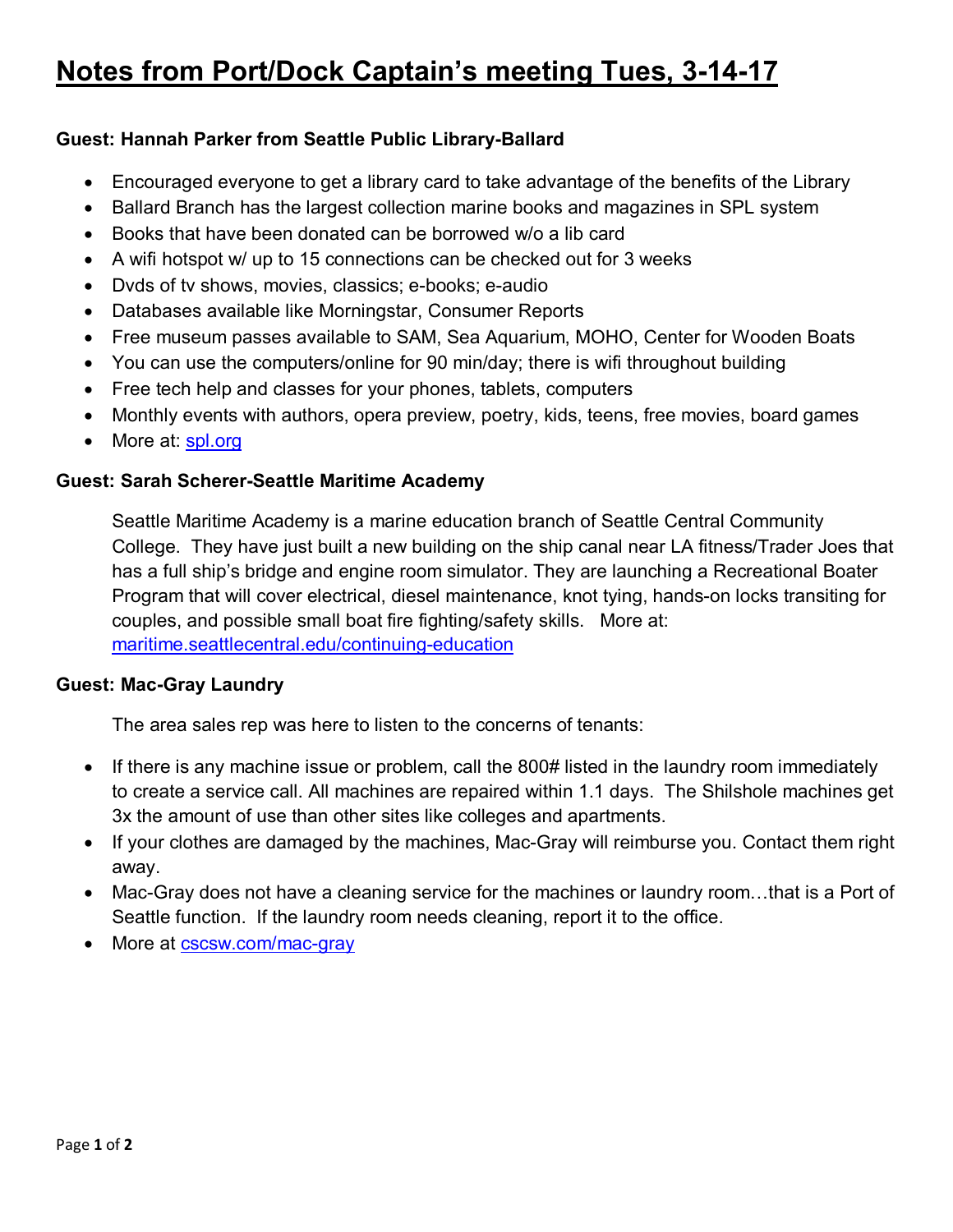# Notes from Port/Dock Captain's meeting Tues, 3-14-17

**Guest: Hannah Parker from Seattle Public Library-Ballard**

- Encouraged everyone to get a library card to take advantage of the benefits of the Library
- Ballard Branch has the largest collection marine books and magazines in SPL system
- Books that have been donated can be borrowed w/o a lib card
- A wifi hotspot w/ up to 15 connections can be checked out for 3 weeks
- Dvds of tv shows, movies, classics; e-books; e-audio
- Databases available like Morningstar, Consumer Reports
- Free museum passes available to SAM, Sea Aquarium, MOHO, Center for Wooden Boats
- You can use the computers/online for 90 min/day; there is wifi throughout building
- Free tech help and classes for your phones, tablets, computers
- Monthly events with authors, opera preview, poetry, kids, teens, free movies, board games
- More at: spl.org

**Guest: Sarah Scherer-Seattle Maritime Academy**

Seattle Maritime Academy is a marine education branch of Seattle Central Community College. They have just built a new building on the ship canal near LA fitness/Trader Joes that has a full ship's bridge and engine room simulator. They are launching a Recreational Boater Program that will cover electrical, diesel maintenance, knot tying, hands-on locks transiting for couples, and possible small boat fire fighting/safety skills. More at: maritime.seattlecentral.edu/continuing-education

**Guest: Mac-Gray Laundry**

The area sales rep was here to listen to the concerns of tenants:

- If there is any machine issue or problem, call the 800# listed in the laundry room immediately to create a service call. All machines are repaired within 1.1 days. The Shilshole machines get 3x the amount of use than other sites like colleges and apartments.
- If your clothes are damaged by the machines, Mac-Gray will reimburse you. Contact them right away.
- Mac-Gray does not have a cleaning service for the machines or laundry room…that is a Port of Seattle function. If the laundry room needs cleaning, report it to the office.
- More at cscsw.com/mac-gray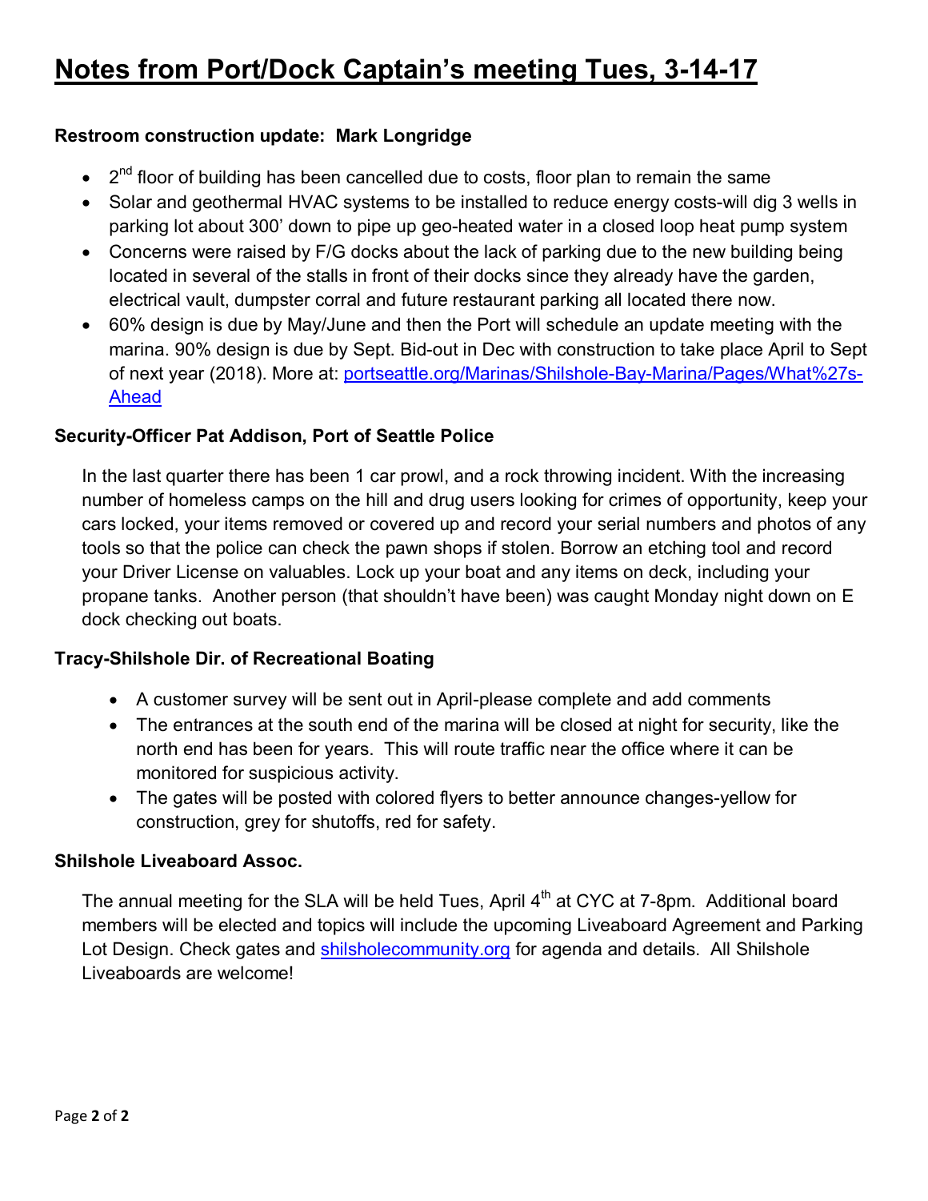# Notes from Port/Dock Captain's meeting Tues, 3-14-17

**Restroom construction update: Mark Longridge**

- 2nd floor of building has been cancelled due to costs, floor plan to remain the same
- Solar and geothermal HVAC systems to be installed to reduce energy costs-will dig 3 wells in parking lot about 300' down to pipe up geo-heated water in a closed loop heat pump system
- Concerns were raised by F/G docks about the lack of parking due to the new building being located in several of the stalls in front of their docks since they already have the garden, electrical vault, dumpster corral and future restaurant parking all located there now.
- 60% design is due by May/June and then the Port will schedule an update meeting with the marina. 90% design is due by Sept. Bid-out in Dec with construction to take place April to Sept of next year (2018). More at: portseattle.org/Marinas/Shilshole-Bay-Marina/Pages/What%27s-Ahead

**Security-Officer Pat Addison, Port of Seattle Police**

In the last quarter there has been 1 car prowl, and a rock throwing incident. With the increasing number of homeless camps on the hill and drug users looking for crimes of opportunity, keep your cars locked, your items removed or covered up and record your serial numbers and photos of any tools so that the police can check the pawn shops if stolen. Borrow an etching tool and record your Driver License on valuables. Lock up your boat and any items on deck, including your propane tanks. Another person (that shouldn't have been) was caught Monday night down on E dock checking out boats.

**Tracy-Shilshole Dir. of Recreational Boating**

- A customer survey will be sent out in April-please complete and add comments
- The entrances at the south end of the marina will be closed at night for security, like the north end has been for years. This will route traffic near the office where it can be monitored for suspicious activity.
- The gates will be posted with colored flyers to better announce changes-yellow for construction, grey for shutoffs, red for safety.

**Shilshole Liveaboard Assoc.**

The annual meeting for the SLA will be held Tues, April 4th at CYC at 7-8pm. Additional board members will be elected and topics will include the upcoming Liveaboard Agreement and Parking Lot Design. Check gates and shilsholecommunity.org for agenda and details. All Shilshole Liveaboards are welcome!